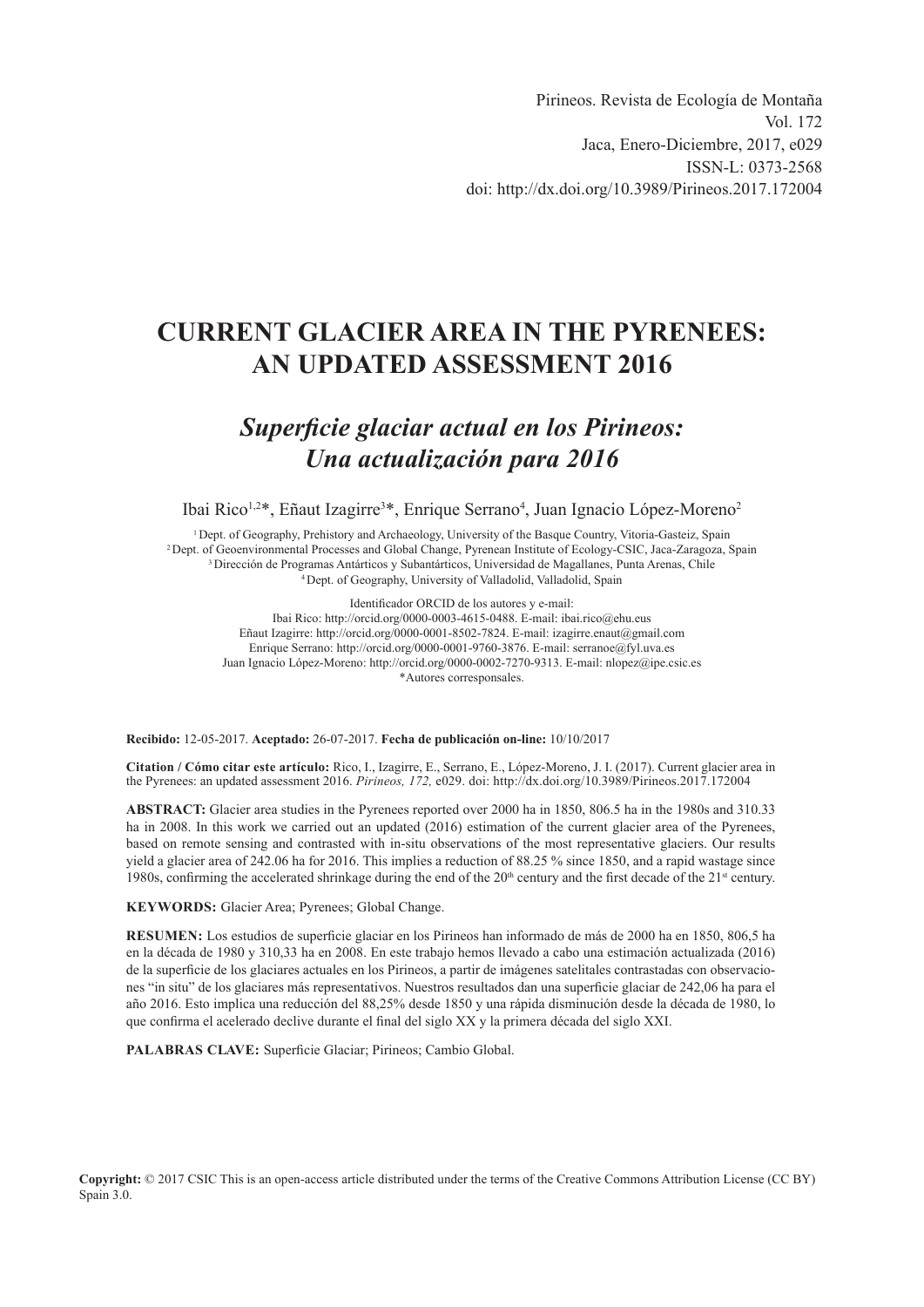Pirineos. Revista de Ecología de Montaña
Vol. 172
Jaca, Enero-Diciembre, 2017, e029
ISSN-L: 0373-2568
doi: http://dx.doi.org/10.3989/Pirineos.2017.172004

# CURRENT GLACIER AREA IN THE PYRENEES: AN UPDATED ASSESSMENT 2016

## *Superficie glaciar actual en los Pirineos: Una actualización para 2016*

Ibai Rico[1,2]*, Eñaut Izagirre[3]*, Enrique Serrano[4], Juan Ignacio López-Moreno[2]

[1] Dept. of Geography, Prehistory and Archaeology, University of the Basque Country, Vitoria-Gasteiz, Spain
[2] Dept. of Geoenvironmental Processes and Global Change, Pyrenean Institute of Ecology-CSIC, Jaca-Zaragoza, Spain
[3] Dirección de Programas Antárticos y Subantárticos, Universidad de Magallanes, Punta Arenas, Chile
[4] Dept. of Geography, University of Valladolid, Valladolid, Spain

Identificador ORCID de los autores y e-mail:
Ibai Rico: http://orcid.org/0000-0003-4615-0488. E-mail: ibai.rico@ehu.eus
Eñaut Izagirre: http://orcid.org/0000-0001-8502-7824. E-mail: izagirre.enaut@gmail.com
Enrique Serrano: http://orcid.org/0000-0001-9760-3876. E-mail: serranoe@fyl.uva.es
Juan Ignacio López-Moreno: http://orcid.org/0000-0002-7270-9313. E-mail: nlopez@ipe.csic.es
*Autores corresponsales.

**Recibido:** 12-05-2017. **Aceptado:** 26-07-2017. **Fecha de publicación on-line:** 10/10/2017

**Citation / Cómo citar este artículo:** Rico, I., Izagirre, E., Serrano, E., López-Moreno, J. I. (2017). Current glacier area in the Pyrenees: an updated assessment 2016. *Pirineos, 172,* e029. doi: http://dx.doi.org/10.3989/Pirineos.2017.172004

**ABSTRACT:** Glacier area studies in the Pyrenees reported over 2000 ha in 1850, 806.5 ha in the 1980s and 310.33 ha in 2008. In this work we carried out an updated (2016) estimation of the current glacier area of the Pyrenees, based on remote sensing and contrasted with in-situ observations of the most representative glaciers. Our results yield a glacier area of 242.06 ha for 2016. This implies a reduction of 88.25 % since 1850, and a rapid wastage since 1980s, confirming the accelerated shrinkage during the end of the 20th century and the first decade of the 21st century.

**KEYWORDS:** Glacier Area; Pyrenees; Global Change.

**RESUMEN:** Los estudios de superficie glaciar en los Pirineos han informado de más de 2000 ha en 1850, 806,5 ha en la década de 1980 y 310,33 ha en 2008. En este trabajo hemos llevado a cabo una estimación actualizada (2016) de la superficie de los glaciares actuales en los Pirineos, a partir de imágenes satelitales contrastadas con observaciones "in situ" de los glaciares más representativos. Nuestros resultados dan una superficie glaciar de 242,06 ha para el año 2016. Esto implica una reducción del 88,25% desde 1850 y una rápida disminución desde la década de 1980, lo que confirma el acelerado declive durante el final del siglo XX y la primera década del siglo XXI.

**PALABRAS CLAVE:** Superficie Glaciar; Pirineos; Cambio Global.

**Copyright:** © 2017 CSIC This is an open-access article distributed under the terms of the Creative Commons Attribution License (CC BY) Spain 3.0.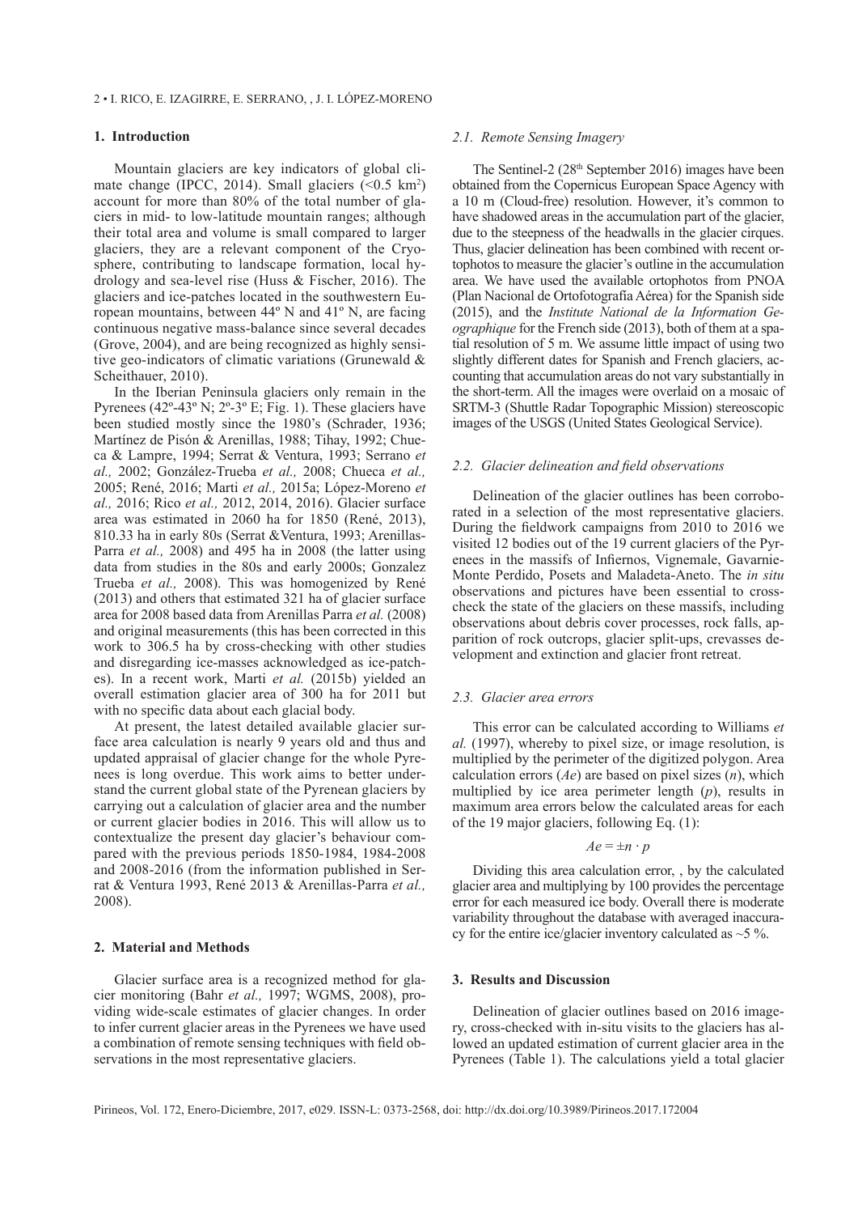## 1. Introduction

Mountain glaciers are key indicators of global climate change (IPCC, 2014). Small glaciers (<0.5 km$^2$) account for more than 80% of the total number of glaciers in mid- to low-latitude mountain ranges; although their total area and volume is small compared to larger glaciers, they are a relevant component of the Cryosphere, contributing to landscape formation, local hydrology and sea-level rise (Huss & Fischer, 2016). The glaciers and ice-patches located in the southwestern European mountains, between 44º N and 41º N, are facing continuous negative mass-balance since several decades (Grove, 2004), and are being recognized as highly sensitive geo-indicators of climatic variations (Grunewald & Scheithauer, 2010).

In the Iberian Peninsula glaciers only remain in the Pyrenees (42º-43º N; 2º-3º E; Fig. 1). These glaciers have been studied mostly since the 1980's (Schrader, 1936; Martínez de Pisón & Arenillas, 1988; Tihay, 1992; Chueca & Lampre, 1994; Serrat & Ventura, 1993; Serrano *et al.,* 2002; González-Trueba *et al.,* 2008; Chueca *et al.,* 2005; René, 2016; Marti *et al.,* 2015a; López-Moreno *et al.,* 2016; Rico *et al.,* 2012, 2014, 2016). Glacier surface area was estimated in 2060 ha for 1850 (René, 2013), 810.33 ha in early 80s (Serrat &Ventura, 1993; Arenillas-Parra *et al.,* 2008) and 495 ha in 2008 (the latter using data from studies in the 80s and early 2000s; Gonzalez Trueba *et al.,* 2008). This was homogenized by René (2013) and others that estimated 321 ha of glacier surface area for 2008 based data from Arenillas Parra *et al.* (2008) and original measurements (this has been corrected in this work to 306.5 ha by cross-checking with other studies and disregarding ice-masses acknowledged as ice-patches). In a recent work, Marti *et al.* (2015b) yielded an overall estimation glacier area of 300 ha for 2011 but with no specific data about each glacial body.

At present, the latest detailed available glacier surface area calculation is nearly 9 years old and thus and updated appraisal of glacier change for the whole Pyrenees is long overdue. This work aims to better understand the current global state of the Pyrenean glaciers by carrying out a calculation of glacier area and the number or current glacier bodies in 2016. This will allow us to contextualize the present day glacier's behaviour compared with the previous periods 1850-1984, 1984-2008 and 2008-2016 (from the information published in Serrat & Ventura 1993, René 2013 & Arenillas-Parra *et al.,* 2008).

## 2. Material and Methods

Glacier surface area is a recognized method for glacier monitoring (Bahr *et al.,* 1997; WGMS, 2008), providing wide-scale estimates of glacier changes. In order to infer current glacier areas in the Pyrenees we have used a combination of remote sensing techniques with field observations in the most representative glaciers.

### *2.1. Remote Sensing Imagery*

The Sentinel-2 (28th September 2016) images have been obtained from the Copernicus European Space Agency with a 10 m (Cloud-free) resolution. However, it's common to have shadowed areas in the accumulation part of the glacier, due to the steepness of the headwalls in the glacier cirques. Thus, glacier delineation has been combined with recent ortophotos to measure the glacier's outline in the accumulation area. We have used the available ortophotos from PNOA (Plan Nacional de Ortofotografía Aérea) for the Spanish side (2015), and the *Institute National de la Information Geographique* for the French side (2013), both of them at a spatial resolution of 5 m. We assume little impact of using two slightly different dates for Spanish and French glaciers, accounting that accumulation areas do not vary substantially in the short-term. All the images were overlaid on a mosaic of SRTM-3 (Shuttle Radar Topographic Mission) stereoscopic images of the USGS (United States Geological Service).

### *2.2. Glacier delineation and field observations*

Delineation of the glacier outlines has been corroborated in a selection of the most representative glaciers. During the fieldwork campaigns from 2010 to 2016 we visited 12 bodies out of the 19 current glaciers of the Pyrenees in the massifs of Infiernos, Vignemale, Gavarnie-Monte Perdido, Posets and Maladeta-Aneto. The *in situ* observations and pictures have been essential to cross-check the state of the glaciers on these massifs, including observations about debris cover processes, rock falls, apparition of rock outcrops, glacier split-ups, crevasses development and extinction and glacier front retreat.

### *2.3. Glacier area errors*

This error can be calculated according to Williams *et al.* (1997), whereby to pixel size, or image resolution, is multiplied by the perimeter of the digitized polygon. Area calculation errors ($Ae$) are based on pixel sizes ($n$), which multiplied by ice area perimeter length ($p$), results in maximum area errors below the calculated areas for each of the 19 major glaciers, following Eq. (1):

$$Ae = \pm n \cdot p$$

Dividing this area calculation error, , by the calculated glacier area and multiplying by 100 provides the percentage error for each measured ice body. Overall there is moderate variability throughout the database with averaged inaccuracy for the entire ice/glacier inventory calculated as ~5 %.

## 3. Results and Discussion

Delineation of glacier outlines based on 2016 imagery, cross-checked with in-situ visits to the glaciers has allowed an updated estimation of current glacier area in the Pyrenees (Table 1). The calculations yield a total glacier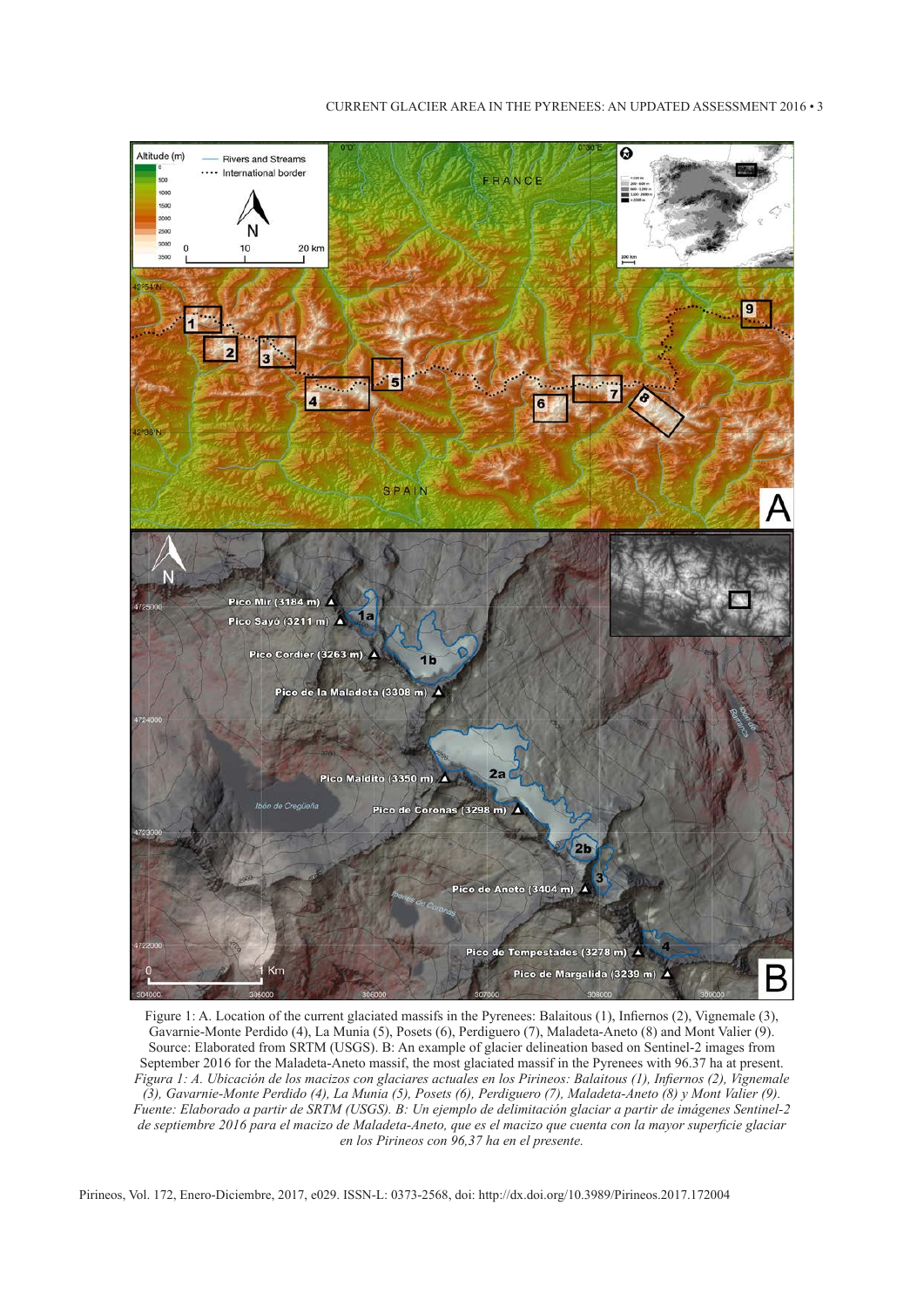Figure 1: A. Location of the current glaciated massifs in the Pyrenees: Balaitous (1), Infiernos (2), Vignemale (3), Gavarnie-Monte Perdido (4), La Munia (5), Posets (6), Perdiguero (7), Maladeta-Aneto (8) and Mont Valier (9). Source: Elaborated from SRTM (USGS). B: An example of glacier delineation based on Sentinel-2 images from September 2016 for the Maladeta-Aneto massif, the most glaciated massif in the Pyrenees with 96.37 ha at present.

*Figura 1: A. Ubicación de los macizos con glaciares actuales en los Pirineos: Balaitous (1), Infiernos (2), Vignemale (3), Gavarnie-Monte Perdido (4), La Munia (5), Posets (6), Perdiguero (7), Maladeta-Aneto (8) y Mont Valier (9). Fuente: Elaborado a partir de SRTM (USGS). B: Un ejemplo de delimitación glaciar a partir de imágenes Sentinel-2 de septiembre 2016 para el macizo de Maladeta-Aneto, que es el macizo que cuenta con la mayor superficie glaciar en los Pirineos con 96,37 ha en el presente.*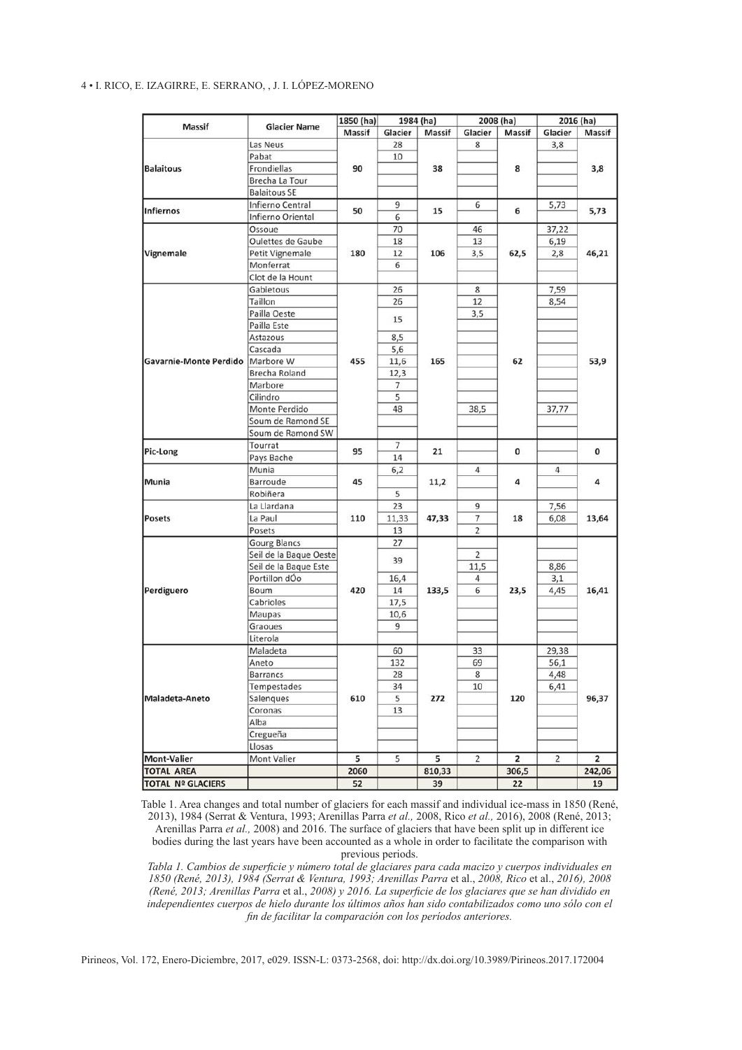| Massif | Glacier Name | 1850 (ha) | 1984 (ha) | | 2008 (ha) | | 2016 (ha) | |
|---|---|---|---|---|---|---|---|---|
| | | Massif | Glacier | Massif | Glacier | Massif | Glacier | Massif |
| Balaitous | Las Neus | 90 | 28 | 38 | 8 | 8 | 3,8 | 3,8 |
| | Pabat | | 10 | | | | | |
| | Frondiellas | | | | | | | |
| | Brecha La Tour | | | | | | | |
| | Balaitous SE | | | | | | | |
| Infiernos | Infierno Central | 50 | 9 | 15 | 6 | 6 | 5,73 | 5,73 |
| | Infierno Oriental | | 6 | | | | | |
| Vignemale | Ossoue | 180 | 70 | 106 | 46 | 62,5 | 37,22 | 46,21 |
| | Oulettes de Gaube | | 18 | | 13 | | 6,19 | |
| | Petit Vignemale | | 12 | | 3,5 | | 2,8 | |
| | Monferrat | | 6 | | | | | |
| | Clot de la Hount | | | | | | | |
| Gavarnie-Monte Perdido | Gabietous | 455 | 26 | 165 | 8 | 62 | 7,59 | 53,9 |
| | Taillon | | 26 | | 12 | | 8,54 | |
| | Pailla Oeste | | 15 | | 3,5 | | | |
| | Pailla Este | | | | | | | |
| | Astazous | | 8,5 | | | | | |
| | Cascada | | 5,6 | | | | | |
| | Marbore W | | 11,6 | | | | | |
| | Brecha Roland | | 12,3 | | | | | |
| | Marbore | | 7 | | | | | |
| | Cilindro | | 5 | | | | | |
| | Monte Perdido | | 48 | | 38,5 | | 37,77 | |
| | Soum de Ramond SE | | | | | | | |
| | Soum de Ramond SW | | | | | | | |
| Pic-Long | Tourrat | 95 | 7 | 21 | | 0 | | 0 |
| | Pays Bache | | 14 | | | | | |
| Munia | Munia | 45 | 6,2 | 11,2 | 4 | 4 | 4 | 4 |
| | Barroude | | | | | | | |
| | Robiñera | | 5 | | | | | |
| Posets | La Llardana | 110 | 23 | 47,33 | 9 | 18 | 7,56 | 13,64 |
| | La Paul | | 11,33 | | 7 | | 6,08 | |
| | Posets | | 13 | | 2 | | | |
| Perdiguero | Gourg Blancs | 420 | 27 | 133,5 | | 23,5 | | 16,41 |
| | Seil de la Baque Oeste | | 39 | | 2 | | | |
| | Seil de la Baque Este | | | | 11,5 | | 8,86 | |
| | Portillon dÓo | | 16,4 | | 4 | | 3,1 | |
| | Boum | | 14 | | 6 | | 4,45 | |
| | Cabrioles | | 17,5 | | | | | |
| | Maupas | | 10,6 | | | | | |
| | Graoues | | 9 | | | | | |
| | Literola | | | | | | | |
| Maladeta-Aneto | Maladeta | 610 | 60 | 272 | 33 | 120 | 29,38 | 96,37 |
| | Aneto | | 132 | | 69 | | 56,1 | |
| | Barrancs | | 28 | | 8 | | 4,48 | |
| | Tempestades | | 34 | | 10 | | 6,41 | |
| | Salenques | | 5 | | | | | |
| | Coronas | | 13 | | | | | |
| | Alba | | | | | | | |
| | Cregueña | | | | | | | |
| | Llosas | | | | | | | |
| Mont-Valier | Mont Valier | 5 | 5 | 5 | 2 | 2 | 2 | 2 |
| TOTAL AREA | | 2060 | | 810,33 | | 306,5 | | 242,06 |
| TOTAL Nº GLACIERS | | 52 | | 39 | | 22 | | 19 |

Table 1. Area changes and total number of glaciers for each massif and individual ice-mass in 1850 (René, 2013), 1984 (Serrat & Ventura, 1993; Arenillas Parra *et al.,* 2008, Rico *et al.,* 2016), 2008 (René, 2013; Arenillas Parra *et al.,* 2008) and 2016. The surface of glaciers that have been split up in different ice bodies during the last years have been accounted as a whole in order to facilitate the comparison with previous periods.

*Tabla 1. Cambios de superficie y número total de glaciares para cada macizo y cuerpos individuales en 1850 (René, 2013), 1984 (Serrat & Ventura, 1993; Arenillas Parra* et al., *2008, Rico* et al., *2016), 2008 (René, 2013; Arenillas Parra* et al., *2008) y 2016. La superficie de los glaciares que se han dividido en independientes cuerpos de hielo durante los últimos años han sido contabilizados como uno sólo con el fin de facilitar la comparación con los períodos anteriores.*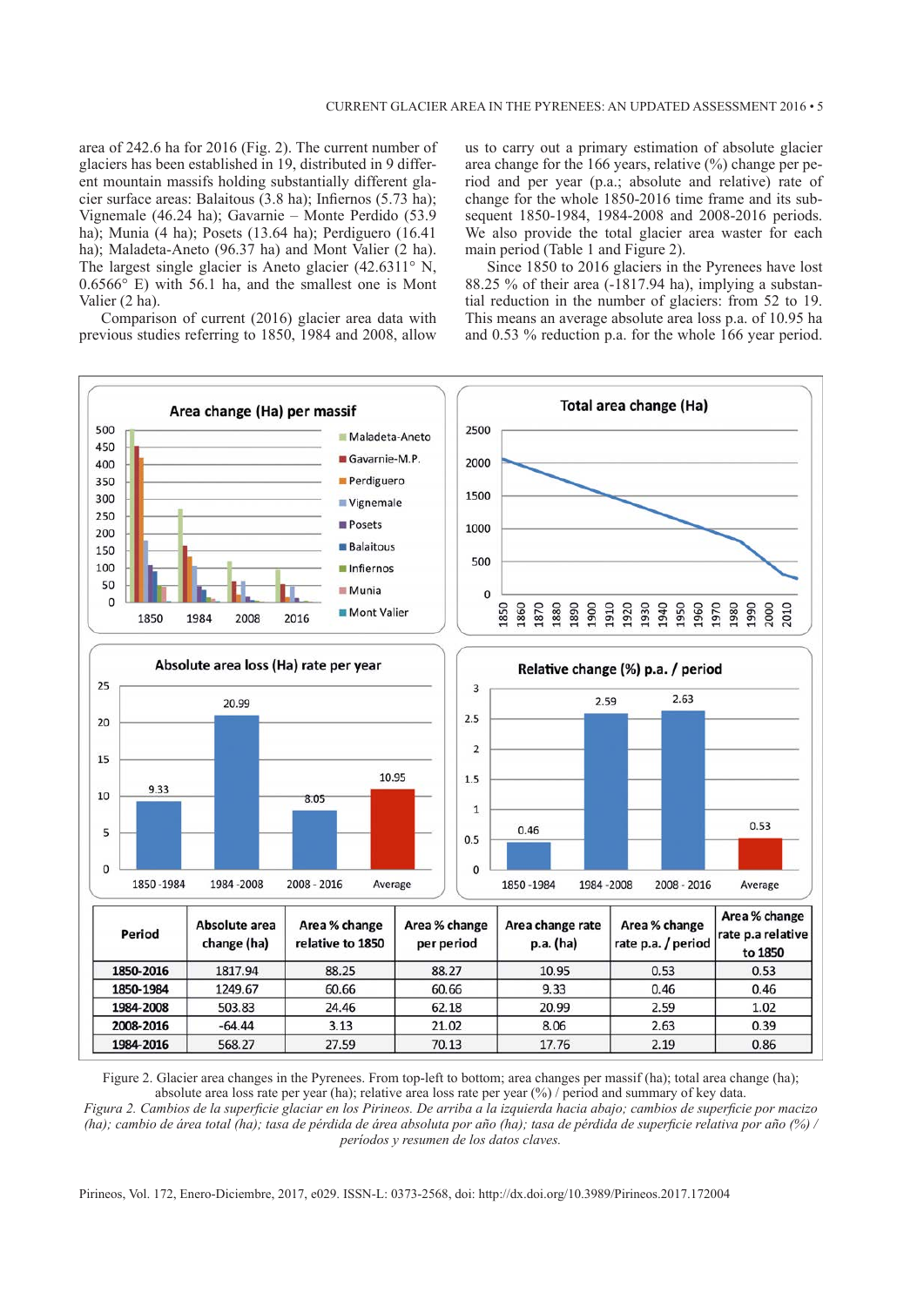area of 242.6 ha for 2016 (Fig. 2). The current number of glaciers has been established in 19, distributed in 9 different mountain massifs holding substantially different glacier surface areas: Balaitous (3.8 ha); Infiernos (5.73 ha); Vignemale (46.24 ha); Gavarnie – Monte Perdido (53.9 ha); Munia (4 ha); Posets (13.64 ha); Perdiguero (16.41 ha); Maladeta-Aneto (96.37 ha) and Mont Valier (2 ha). The largest single glacier is Aneto glacier (42.6311° N, 0.6566° E) with 56.1 ha, and the smallest one is Mont Valier (2 ha).

Comparison of current (2016) glacier area data with previous studies referring to 1850, 1984 and 2008, allow us to carry out a primary estimation of absolute glacier area change for the 166 years, relative (%) change per period and per year (p.a.; absolute and relative) rate of change for the whole 1850-2016 time frame and its subsequent 1850-1984, 1984-2008 and 2008-2016 periods. We also provide the total glacier area waster for each main period (Table 1 and Figure 2).

Since 1850 to 2016 glaciers in the Pyrenees have lost 88.25 % of their area (-1817.94 ha), implying a substantial reduction in the number of glaciers: from 52 to 19. This means an average absolute area loss p.a. of 10.95 ha and 0.53 % reduction p.a. for the whole 166 year period.

| Period | Absolute area change (ha) | Area % change relative to 1850 | Area % change per period | Area change rate p.a. (ha) | Area % change rate p.a. / period | Area % change rate p.a relative to 1850 |
|---|---|---|---|---|---|---|
| 1850-2016 | 1817.94 | 88.25 | 88.27 | 10.95 | 0.53 | 0.53 |
| 1850-1984 | 1249.67 | 60.66 | 60.66 | 9.33 | 0.46 | 0.46 |
| 1984-2008 | 503.83 | 24.46 | 62.18 | 20.99 | 2.59 | 1.02 |
| 2008-2016 | -64.44 | 3.13 | 21.02 | 8.06 | 2.63 | 0.39 |
| 1984-2016 | 568.27 | 27.59 | 70.13 | 17.76 | 2.19 | 0.86 |

Figure 2. Glacier area changes in the Pyrenees. From top-left to bottom; area changes per massif (ha); total area change (ha); absolute area loss rate per year (ha); relative area loss rate per year (%) / period and summary of key data.

*Figura 2. Cambios de la superficie glaciar en los Pirineos. De arriba a la izquierda hacia abajo; cambios de superficie por macizo (ha); cambio de área total (ha); tasa de pérdida de área absoluta por año (ha); tasa de pérdida de superficie relativa por año (%) / períodos y resumen de los datos claves.*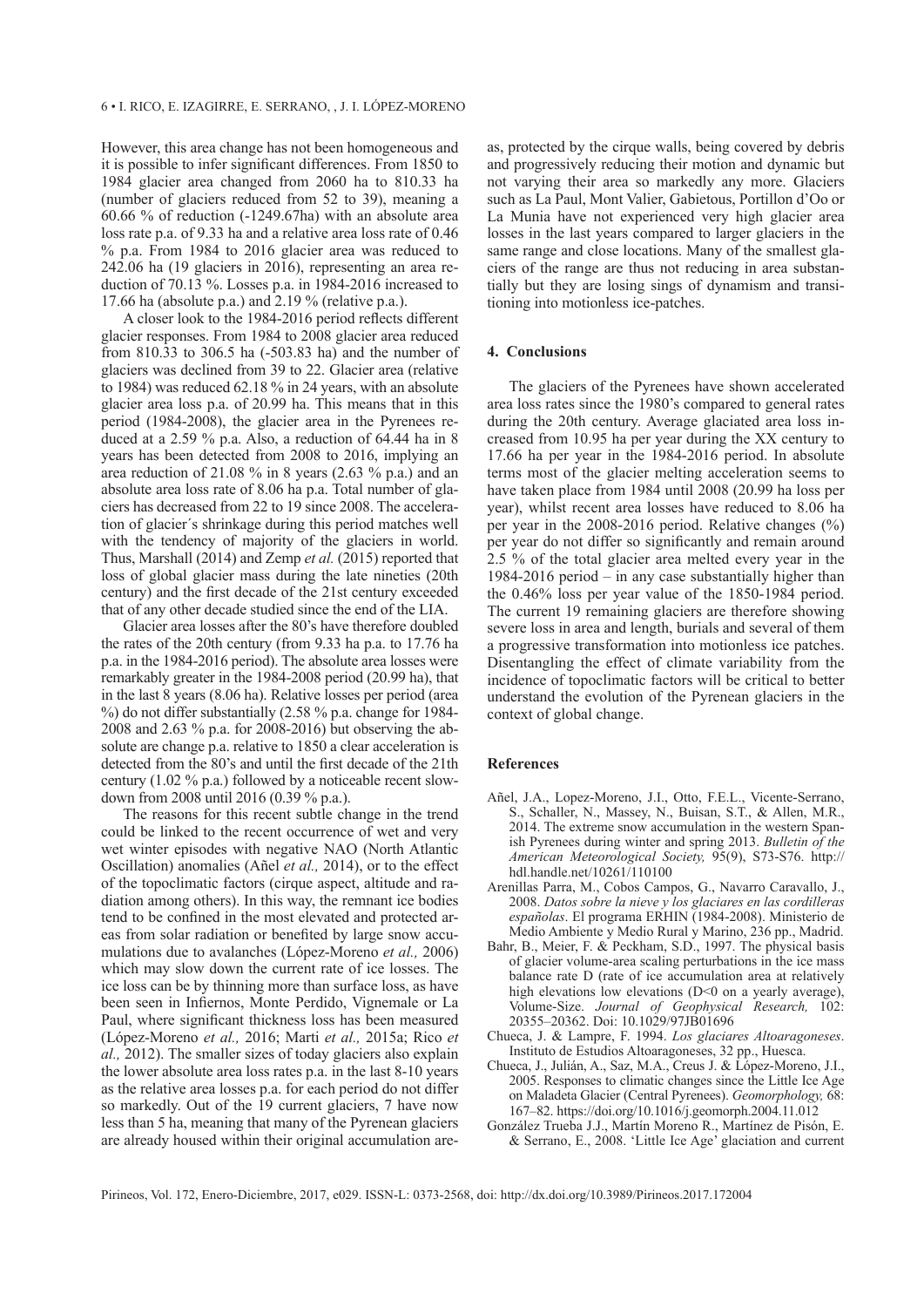However, this area change has not been homogeneous and it is possible to infer significant differences. From 1850 to 1984 glacier area changed from 2060 ha to 810.33 ha (number of glaciers reduced from 52 to 39), meaning a 60.66 % of reduction (-1249.67ha) with an absolute area loss rate p.a. of 9.33 ha and a relative area loss rate of 0.46 % p.a. From 1984 to 2016 glacier area was reduced to 242.06 ha (19 glaciers in 2016), representing an area reduction of 70.13 %. Losses p.a. in 1984-2016 increased to 17.66 ha (absolute p.a.) and 2.19 % (relative p.a.).

A closer look to the 1984-2016 period reflects different glacier responses. From 1984 to 2008 glacier area reduced from 810.33 to 306.5 ha (-503.83 ha) and the number of glaciers was declined from 39 to 22. Glacier area (relative to 1984) was reduced 62.18 % in 24 years, with an absolute glacier area loss p.a. of 20.99 ha. This means that in this period (1984-2008), the glacier area in the Pyrenees reduced at a 2.59 % p.a. Also, a reduction of 64.44 ha in 8 years has been detected from 2008 to 2016, implying an area reduction of 21.08 % in 8 years (2.63 % p.a.) and an absolute area loss rate of 8.06 ha p.a. Total number of glaciers has decreased from 22 to 19 since 2008. The acceleration of glacier´s shrinkage during this period matches well with the tendency of majority of the glaciers in world. Thus, Marshall (2014) and Zemp *et al.* (2015) reported that loss of global glacier mass during the late nineties (20th century) and the first decade of the 21st century exceeded that of any other decade studied since the end of the LIA.

Glacier area losses after the 80's have therefore doubled the rates of the 20th century (from 9.33 ha p.a. to 17.76 ha p.a. in the 1984-2016 period). The absolute area losses were remarkably greater in the 1984-2008 period (20.99 ha), that in the last 8 years (8.06 ha). Relative losses per period (area %) do not differ substantially (2.58 % p.a. change for 1984-2008 and 2.63 % p.a. for 2008-2016) but observing the absolute are change p.a. relative to 1850 a clear acceleration is detected from the 80's and until the first decade of the 21th century (1.02 % p.a.) followed by a noticeable recent slowdown from 2008 until 2016 (0.39 % p.a.).

The reasons for this recent subtle change in the trend could be linked to the recent occurrence of wet and very wet winter episodes with negative NAO (North Atlantic Oscillation) anomalies (Añel *et al.,* 2014), or to the effect of the topoclimatic factors (cirque aspect, altitude and radiation among others). In this way, the remnant ice bodies tend to be confined in the most elevated and protected areas from solar radiation or benefited by large snow accumulations due to avalanches (López-Moreno *et al.,* 2006) which may slow down the current rate of ice losses. The ice loss can be by thinning more than surface loss, as have been seen in Infiernos, Monte Perdido, Vignemale or La Paul, where significant thickness loss has been measured (López-Moreno *et al.,* 2016; Marti *et al.,* 2015a; Rico *et al.,* 2012). The smaller sizes of today glaciers also explain the lower absolute area loss rates p.a. in the last 8-10 years as the relative area losses p.a. for each period do not differ so markedly. Out of the 19 current glaciers, 7 have now less than 5 ha, meaning that many of the Pyrenean glaciers are already housed within their original accumulation areas, protected by the cirque walls, being covered by debris and progressively reducing their motion and dynamic but not varying their area so markedly any more. Glaciers such as La Paul, Mont Valier, Gabietous, Portillon d'Oo or La Munia have not experienced very high glacier area losses in the last years compared to larger glaciers in the same range and close locations. Many of the smallest glaciers of the range are thus not reducing in area substantially but they are losing sings of dynamism and transitioning into motionless ice-patches.

## 4. Conclusions

The glaciers of the Pyrenees have shown accelerated area loss rates since the 1980's compared to general rates during the 20th century. Average glaciated area loss increased from 10.95 ha per year during the XX century to 17.66 ha per year in the 1984-2016 period. In absolute terms most of the glacier melting acceleration seems to have taken place from 1984 until 2008 (20.99 ha loss per year), whilst recent area losses have reduced to 8.06 ha per year in the 2008-2016 period. Relative changes (%) per year do not differ so significantly and remain around 2.5 % of the total glacier area melted every year in the 1984-2016 period – in any case substantially higher than the 0.46% loss per year value of the 1850-1984 period. The current 19 remaining glaciers are therefore showing severe loss in area and length, burials and several of them a progressive transformation into motionless ice patches. Disentangling the effect of climate variability from the incidence of topoclimatic factors will be critical to better understand the evolution of the Pyrenean glaciers in the context of global change.

## References

Añel, J.A., Lopez-Moreno, J.I., Otto, F.E.L., Vicente-Serrano, S., Schaller, N., Massey, N., Buisan, S.T., & Allen, M.R., 2014. The extreme snow accumulation in the western Spanish Pyrenees during winter and spring 2013. *Bulletin of the American Meteorological Society,* 95(9), S73-S76. http://hdl.handle.net/10261/110100

Arenillas Parra, M., Cobos Campos, G., Navarro Caravallo, J., 2008. *Datos sobre la nieve y los glaciares en las cordilleras españolas*. El programa ERHIN (1984-2008). Ministerio de Medio Ambiente y Medio Rural y Marino, 236 pp., Madrid.

Bahr, B., Meier, F. & Peckham, S.D., 1997. The physical basis of glacier volume-area scaling perturbations in the ice mass balance rate D (rate of ice accumulation area at relatively high elevations low elevations (D<0 on a yearly average), Volume-Size. *Journal of Geophysical Research,* 102: 20355–20362. Doi: 10.1029/97JB01696

Chueca, J. & Lampre, F. 1994. *Los glaciares Altoaragoneses*. Instituto de Estudios Altoaragoneses, 32 pp., Huesca.

Chueca, J., Julián, A., Saz, M.A., Creus J. & López-Moreno, J.I., 2005. Responses to climatic changes since the Little Ice Age on Maladeta Glacier (Central Pyrenees). *Geomorphology,* 68: 167–82. https://doi.org/10.1016/j.geomorph.2004.11.012

González Trueba J.J., Martín Moreno R., Martínez de Pisón, E. & Serrano, E., 2008. 'Little Ice Age' glaciation and current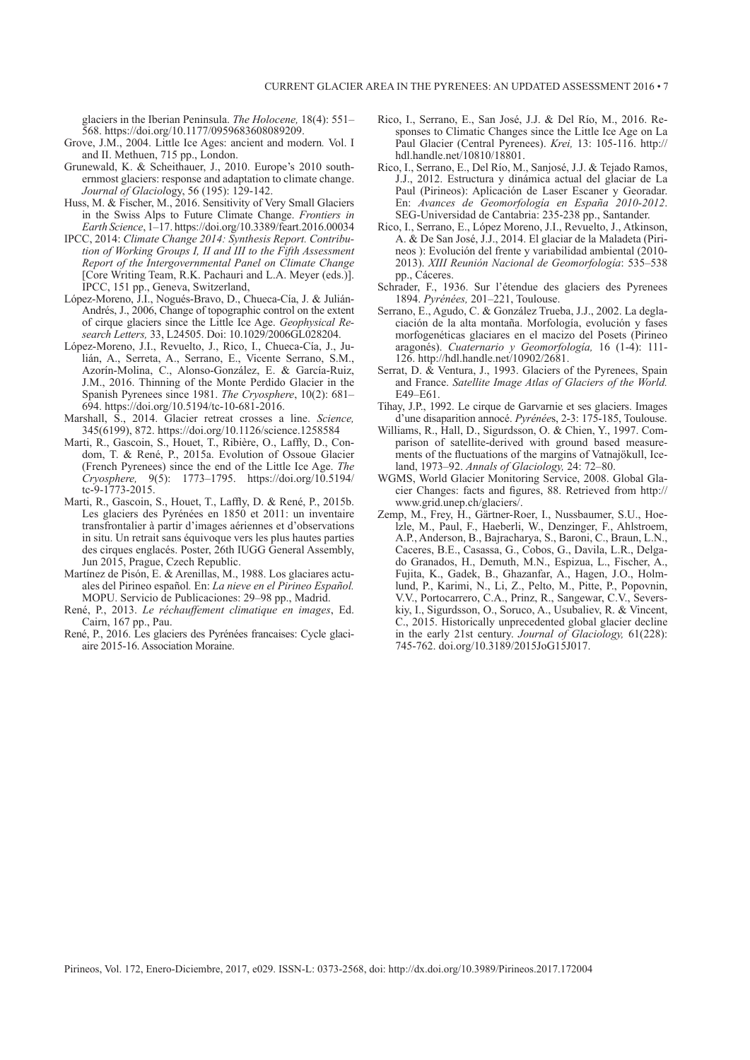glaciers in the Iberian Peninsula. *The Holocene,* 18(4): 551–568. https://doi.org/10.1177/0959683608089209.

Grove, J.M., 2004. Little Ice Ages: ancient and modern*.* Vol. I and II. Methuen, 715 pp., London.

Grunewald, K. & Scheithauer, J., 2010. Europe's 2010 southernmost glaciers: response and adaptation to climate change. *Journal of Glaciolog*y, 56 (195): 129-142.

Huss, M. & Fischer, M., 2016. Sensitivity of Very Small Glaciers in the Swiss Alps to Future Climate Change. *Frontiers in Earth Science*, 1–17. https://doi.org/10.3389/feart.2016.00034

IPCC, 2014: *Climate Change 2014: Synthesis Report. Contribution of Working Groups I, II and III to the Fifth Assessment Report of the Intergovernmental Panel on Climate Change* [Core Writing Team, R.K. Pachauri and L.A. Meyer (eds.)]. IPCC, 151 pp., Geneva, Switzerland,

López-Moreno, J.I., Nogués-Bravo, D., Chueca-Cía, J. & Julián-Andrés, J., 2006, Change of topographic control on the extent of cirque glaciers since the Little Ice Age. *Geophysical Research Letters,* 33, L24505. Doi: 10.1029/2006GL028204.

López-Moreno, J.I., Revuelto, J., Rico, I., Chueca-Cía, J., Julián, A., Serreta, A., Serrano, E., Vicente Serrano, S.M., Azorín-Molina, C., Alonso-González, E. & García-Ruiz, J.M., 2016. Thinning of the Monte Perdido Glacier in the Spanish Pyrenees since 1981. *The Cryosphere*, 10(2): 681–694. https://doi.org/10.5194/tc-10-681-2016.

Marshall, S., 2014. Glacier retreat crosses a line. *Science,* 345(6199), 872. https://doi.org/10.1126/science.1258584

Marti, R., Gascoin, S., Houet, T., Ribière, O., Laffly, D., Condom, T. & René, P., 2015a. Evolution of Ossoue Glacier (French Pyrenees) since the end of the Little Ice Age. *The Cryosphere,* 9(5): 1773–1795. https://doi.org/10.5194/tc-9-1773-2015.

Marti, R., Gascoin, S., Houet, T., Laffly, D. & René, P., 2015b. Les glaciers des Pyrénées en 1850 et 2011: un inventaire transfrontalier à partir d'images aériennes et d'observations in situ. Un retrait sans équivoque vers les plus hautes parties des cirques englacés. Poster, 26th IUGG General Assembly, Jun 2015, Prague, Czech Republic.

Martínez de Pisón, E. & Arenillas, M., 1988. Los glaciares actuales del Pirineo español*.* En: *La nieve en el Pirineo Español.* MOPU. Servicio de Publicaciones: 29–98 pp., Madrid.

René, P., 2013. *Le réchauffement climatique en images*, Ed. Cairn, 167 pp., Pau.

René, P., 2016. Les glaciers des Pyrénées francaises: Cycle glaciaire 2015-16. Association Moraine.

Rico, I., Serrano, E., San José, J.J. & Del Río, M., 2016. Responses to Climatic Changes since the Little Ice Age on La Paul Glacier (Central Pyrenees). *Krei,* 13: 105-116. http://hdl.handle.net/10810/18801.

Rico, I., Serrano, E., Del Río, M., Sanjosé, J.J. & Tejado Ramos, J.J., 2012. Estructura y dinámica actual del glaciar de La Paul (Pirineos): Aplicación de Laser Escaner y Georadar. En: *Avances de Geomorfología en España 2010-2012*. SEG-Universidad de Cantabria: 235-238 pp., Santander.

Rico, I., Serrano, E., López Moreno, J.I., Revuelto, J., Atkinson, A. & De San José, J.J., 2014. El glaciar de la Maladeta (Pirineos ): Evolución del frente y variabilidad ambiental (2010-2013). *XIII Reunión Nacional de Geomorfología*: 535–538 pp., Cáceres.

Schrader, F., 1936. Sur l'étendue des glaciers des Pyrenees 1894. *Pyrénées,* 201–221, Toulouse.

Serrano, E., Agudo, C. & González Trueba, J.J., 2002. La deglaciación de la alta montaña. Morfología, evolución y fases morfogenéticas glaciares en el macizo del Posets (Pirineo aragonés). *Cuaternario y Geomorfología,* 16 (1-4): 111-126. http://hdl.handle.net/10902/2681.

Serrat, D. & Ventura, J., 1993. Glaciers of the Pyrenees, Spain and France. *Satellite Image Atlas of Glaciers of the World.* E49–E61.

Tihay, J.P., 1992. Le cirque de Garvarnie et ses glaciers. Images d'une disaparition annocé. *Pyrénée*s, 2-3: 175-185, Toulouse.

Williams, R., Hall, D., Sigurdsson, O. & Chien, Y., 1997. Comparison of satellite-derived with ground based measurements of the fluctuations of the margins of Vatnajökull, Iceland, 1973–92. *Annals of Glaciology,* 24: 72–80.

WGMS, World Glacier Monitoring Service, 2008. Global Glacier Changes: facts and figures, 88. Retrieved from http://www.grid.unep.ch/glaciers/.

Zemp, M., Frey, H., Gärtner-Roer, I., Nussbaumer, S.U., Hoelzle, M., Paul, F., Haeberli, W., Denzinger, F., Ahlstroem, A.P., Anderson, B., Bajracharya, S., Baroni, C., Braun, L.N., Caceres, B.E., Casassa, G., Cobos, G., Davila, L.R., Delgado Granados, H., Demuth, M.N., Espizua, L., Fischer, A., Fujita, K., Gadek, B., Ghazanfar, A., Hagen, J.O., Holmlund, P., Karimi, N., Li, Z., Pelto, M., Pitte, P., Popovnin, V.V., Portocarrero, C.A., Prinz, R., Sangewar, C.V., Severskiy, I., Sigurdsson, O., Soruco, A., Usubaliev, R. & Vincent, C., 2015. Historically unprecedented global glacier decline in the early 21st century. *Journal of Glaciology,* 61(228): 745-762. doi.org/10.3189/2015JoG15J017.